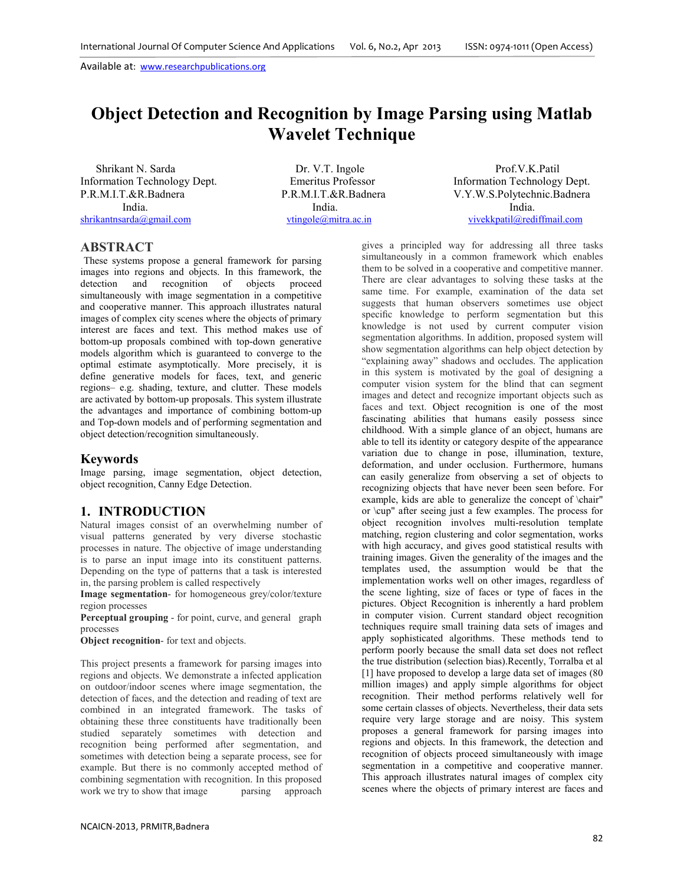Available at: www.researchpublications.org

# Object Detection and Recognition by Image Parsing using Matlab Wavelet Technique

Shrikant N. Sarda
Information Technology Dept.
P.R.M.I.T.&R.Badnera
India.
shrikantnsarda@gmail.com

Dr. V.T. Ingole
Emeritus Professor
P.R.M.I.T.&R.Badnera
India.
vtingole@mitra.ac.in

Prof.V.K.Patil
Information Technology Dept.
V.Y.W.S.Polytechnic.Badnera
India.
vivekkpatil@rediffmail.com

## ABSTRACT

These systems propose a general framework for parsing images into regions and objects. In this framework, the detection and recognition of objects proceed simultaneously with image segmentation in a competitive and cooperative manner. This approach illustrates natural images of complex city scenes where the objects of primary interest are faces and text. This method makes use of bottom-up proposals combined with top-down generative models algorithm which is guaranteed to converge to the optimal estimate asymptotically. More precisely, it is define generative models for faces, text, and generic regions– e.g. shading, texture, and clutter. These models are activated by bottom-up proposals. This system illustrate the advantages and importance of combining bottom-up and Top-down models and of performing segmentation and object detection/recognition simultaneously.

## Keywords

Image parsing, image segmentation, object detection, object recognition, Canny Edge Detection.

## 1. INTRODUCTION

Natural images consist of an overwhelming number of visual patterns generated by very diverse stochastic processes in nature. The objective of image understanding is to parse an input image into its constituent patterns. Depending on the type of patterns that a task is interested in, the parsing problem is called respectively

**Image segmentation**- for homogeneous grey/color/texture region processes

**Perceptual grouping** - for point, curve, and general graph processes

**Object recognition**- for text and objects.

This project presents a framework for parsing images into regions and objects. We demonstrate a infected application on outdoor/indoor scenes where image segmentation, the detection of faces, and the detection and reading of text are combined in an integrated framework. The tasks of obtaining these three constituents have traditionally been studied separately sometimes with detection and recognition being performed after segmentation, and sometimes with detection being a separate process, see for example. But there is no commonly accepted method of combining segmentation with recognition. In this proposed work we try to show that image parsing approach gives a principled way for addressing all three tasks simultaneously in a common framework which enables them to be solved in a cooperative and competitive manner. There are clear advantages to solving these tasks at the same time. For example, examination of the data set suggests that human observers sometimes use object specific knowledge to perform segmentation but this knowledge is not used by current computer vision segmentation algorithms. In addition, proposed system will show segmentation algorithms can help object detection by "explaining away" shadows and occludes. The application in this system is motivated by the goal of designing a computer vision system for the blind that can segment images and detect and recognize important objects such as faces and text. Object recognition is one of the most fascinating abilities that humans easily possess since childhood. With a simple glance of an object, humans are able to tell its identity or category despite of the appearance variation due to change in pose, illumination, texture, deformation, and under occlusion. Furthermore, humans can easily generalize from observing a set of objects to recognizing objects that have never been seen before. For example, kids are able to generalize the concept of \chair" or \cup" after seeing just a few examples. The process for object recognition involves multi-resolution template matching, region clustering and color segmentation, works with high accuracy, and gives good statistical results with training images. Given the generality of the images and the templates used, the assumption would be that the implementation works well on other images, regardless of the scene lighting, size of faces or type of faces in the pictures. Object Recognition is inherently a hard problem in computer vision. Current standard object recognition techniques require small training data sets of images and apply sophisticated algorithms. These methods tend to perform poorly because the small data set does not reflect the true distribution (selection bias).Recently, Torralba et al [1] have proposed to develop a large data set of images (80 million images) and apply simple algorithms for object recognition. Their method performs relatively well for some certain classes of objects. Nevertheless, their data sets require very large storage and are noisy. This system proposes a general framework for parsing images into regions and objects. In this framework, the detection and recognition of objects proceed simultaneously with image segmentation in a competitive and cooperative manner. This approach illustrates natural images of complex city scenes where the objects of primary interest are faces and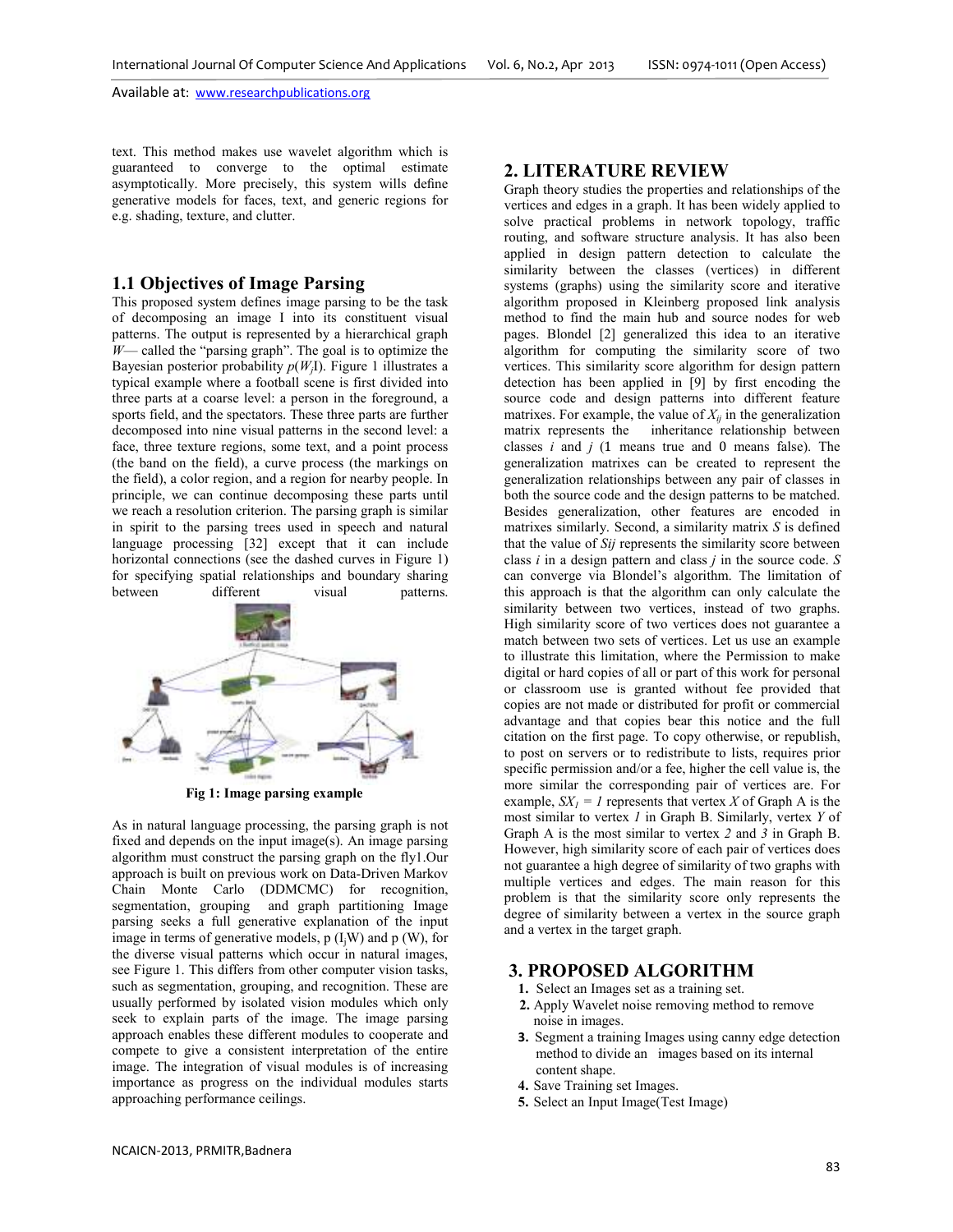text. This method makes use wavelet algorithm which is guaranteed to converge to the optimal estimate asymptotically. More precisely, this system wills define generative models for faces, text, and generic regions for e.g. shading, texture, and clutter.

## 1.1 Objectives of Image Parsing

This proposed system defines image parsing to be the task of decomposing an image I into its constituent visual patterns. The output is represented by a hierarchical graph *W*— called the "parsing graph". The goal is to optimize the Bayesian posterior probability $p(W_j I)$. Figure 1 illustrates a typical example where a football scene is first divided into three parts at a coarse level: a person in the foreground, a sports field, and the spectators. These three parts are further decomposed into nine visual patterns in the second level: a face, three texture regions, some text, and a point process (the band on the field), a curve process (the markings on the field), a color region, and a region for nearby people. In principle, we can continue decomposing these parts until we reach a resolution criterion. The parsing graph is similar in spirit to the parsing trees used in speech and natural language processing [32] except that it can include horizontal connections (see the dashed curves in Figure 1) for specifying spatial relationships and boundary sharing between different visual patterns.

**Fig 1: Image parsing example**

As in natural language processing, the parsing graph is not fixed and depends on the input image(s). An image parsing algorithm must construct the parsing graph on the fly1.Our approach is built on previous work on Data-Driven Markov Chain Monte Carlo (DDMCMC) for recognition, segmentation, grouping and graph partitioning Image parsing seeks a full generative explanation of the input image in terms of generative models, p $(I_jW)$ and p (W), for the diverse visual patterns which occur in natural images, see Figure 1. This differs from other computer vision tasks, such as segmentation, grouping, and recognition. These are usually performed by isolated vision modules which only seek to explain parts of the image. The image parsing approach enables these different modules to cooperate and compete to give a consistent interpretation of the entire image. The integration of visual modules is of increasing importance as progress on the individual modules starts approaching performance ceilings.

## 2. LITERATURE REVIEW

Graph theory studies the properties and relationships of the vertices and edges in a graph. It has been widely applied to solve practical problems in network topology, traffic routing, and software structure analysis. It has also been applied in design pattern detection to calculate the similarity between the classes (vertices) in different systems (graphs) using the similarity score and iterative algorithm proposed in Kleinberg proposed link analysis method to find the main hub and source nodes for web pages. Blondel [2] generalized this idea to an iterative algorithm for computing the similarity score of two vertices. This similarity score algorithm for design pattern detection has been applied in [9] by first encoding the source code and design patterns into different feature matrixes. For example, the value of $X_{ij}$ in the generalization matrix represents the inheritance relationship between classes *i* and *j* (1 means true and 0 means false). The generalization matrixes can be created to represent the generalization relationships between any pair of classes in both the source code and the design patterns to be matched. Besides generalization, other features are encoded in matrixes similarly. Second, a similarity matrix *S* is defined that the value of *Sij* represents the similarity score between class *i* in a design pattern and class *j* in the source code. *S* can converge via Blondel's algorithm. The limitation of this approach is that the algorithm can only calculate the similarity between two vertices, instead of two graphs. High similarity score of two vertices does not guarantee a match between two sets of vertices. Let us use an example to illustrate this limitation, where the Permission to make digital or hard copies of all or part of this work for personal or classroom use is granted without fee provided that copies are not made or distributed for profit or commercial advantage and that copies bear this notice and the full citation on the first page. To copy otherwise, or republish, to post on servers or to redistribute to lists, requires prior specific permission and/or a fee, higher the cell value is, the more similar the corresponding pair of vertices are. For example, $SX_1 = 1$ represents that vertex *X* of Graph A is the most similar to vertex *1* in Graph B. Similarly, vertex *Y* of Graph A is the most similar to vertex *2* and *3* in Graph B. However, high similarity score of each pair of vertices does not guarantee a high degree of similarity of two graphs with multiple vertices and edges. The main reason for this problem is that the similarity score only represents the degree of similarity between a vertex in the source graph and a vertex in the target graph.

## 3. PROPOSED ALGORITHM

1. Select an Images set as a training set.
2. Apply Wavelet noise removing method to remove noise in images.
3. Segment a training Images using canny edge detection method to divide an images based on its internal content shape.
4. Save Training set Images.
5. Select an Input Image(Test Image)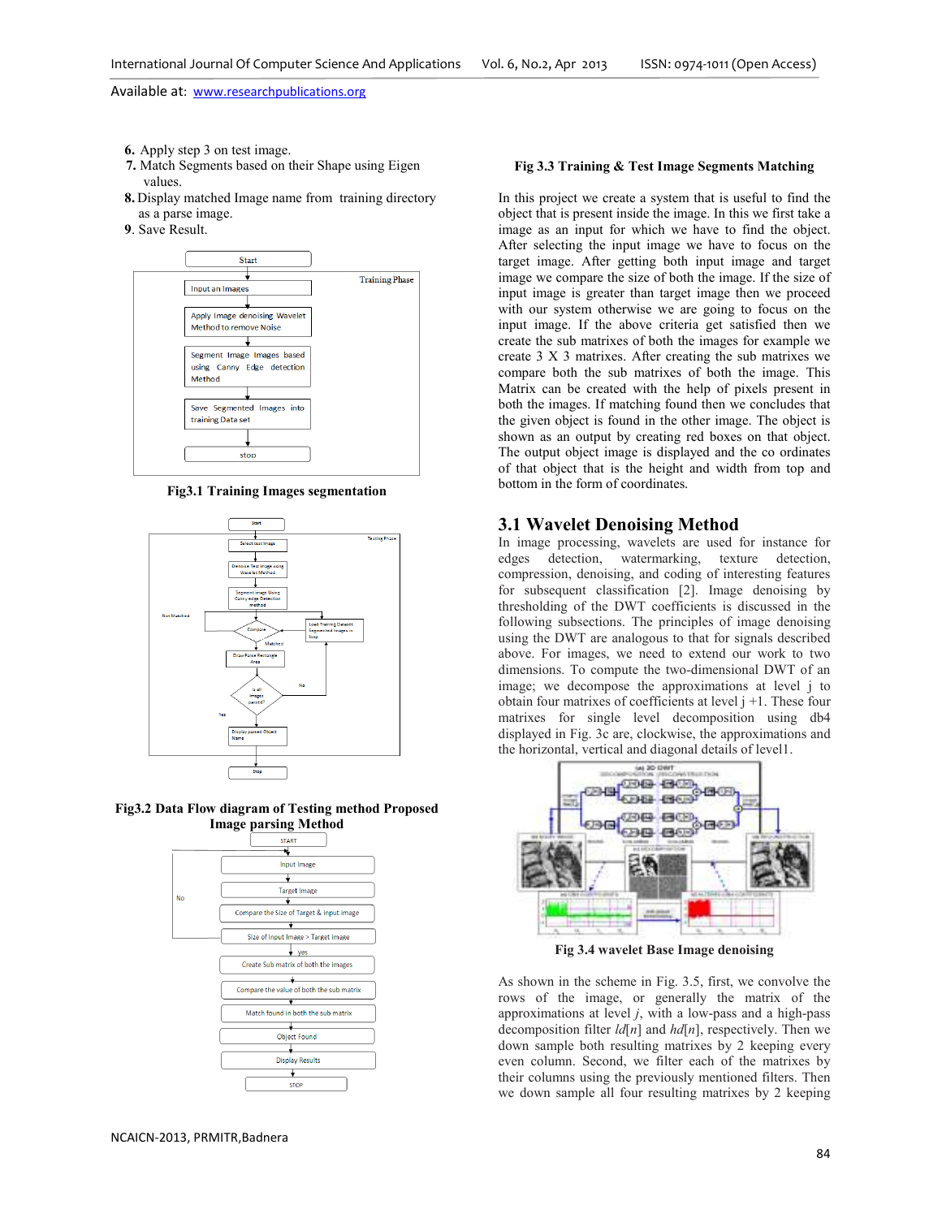6. Apply step 3 on test image.
7. Match Segments based on their Shape using Eigen values.
8. Display matched Image name from training directory as a parse image.
9. Save Result.

**Fig3.1 Training Images segmentation**

**Fig3.2 Data Flow diagram of Testing method Proposed Image parsing Method**

**Fig 3.3 Training & Test Image Segments Matching**

In this project we create a system that is useful to find the object that is present inside the image. In this we first take a image as an input for which we have to find the object. After selecting the input image we have to focus on the target image. After getting both input image and target image we compare the size of both the image. If the size of input image is greater than target image then we proceed with our system otherwise we are going to focus on the input image. If the above criteria get satisfied then we create the sub matrixes of both the images for example we create 3 X 3 matrixes. After creating the sub matrixes we compare both the sub matrixes of both the image. This Matrix can be created with the help of pixels present in both the images. If matching found then we concludes that the given object is found in the other image. The object is shown as an output by creating red boxes on that object. The output object image is displayed and the co ordinates of that object that is the height and width from top and bottom in the form of coordinates.

## 3.1 Wavelet Denoising Method

In image processing, wavelets are used for instance for edges detection, watermarking, texture detection, compression, denoising, and coding of interesting features for subsequent classification [2]. Image denoising by thresholding of the DWT coefficients is discussed in the following subsections. The principles of image denoising using the DWT are analogous to that for signals described above. For images, we need to extend our work to two dimensions. To compute the two-dimensional DWT of an image; we decompose the approximations at level j to obtain four matrixes of coefficients at level j +1. These four matrixes for single level decomposition using db4 displayed in Fig. 3c are, clockwise, the approximations and the horizontal, vertical and diagonal details of level1.

**Fig 3.4 wavelet Base Image denoising**

As shown in the scheme in Fig. 3.5, first, we convolve the rows of the image, or generally the matrix of the approximations at level *j*, with a low-pass and a high-pass decomposition filter *ld*[*n*] and *hd*[*n*], respectively. Then we down sample both resulting matrixes by 2 keeping every even column. Second, we filter each of the matrixes by their columns using the previously mentioned filters. Then we down sample all four resulting matrixes by 2 keeping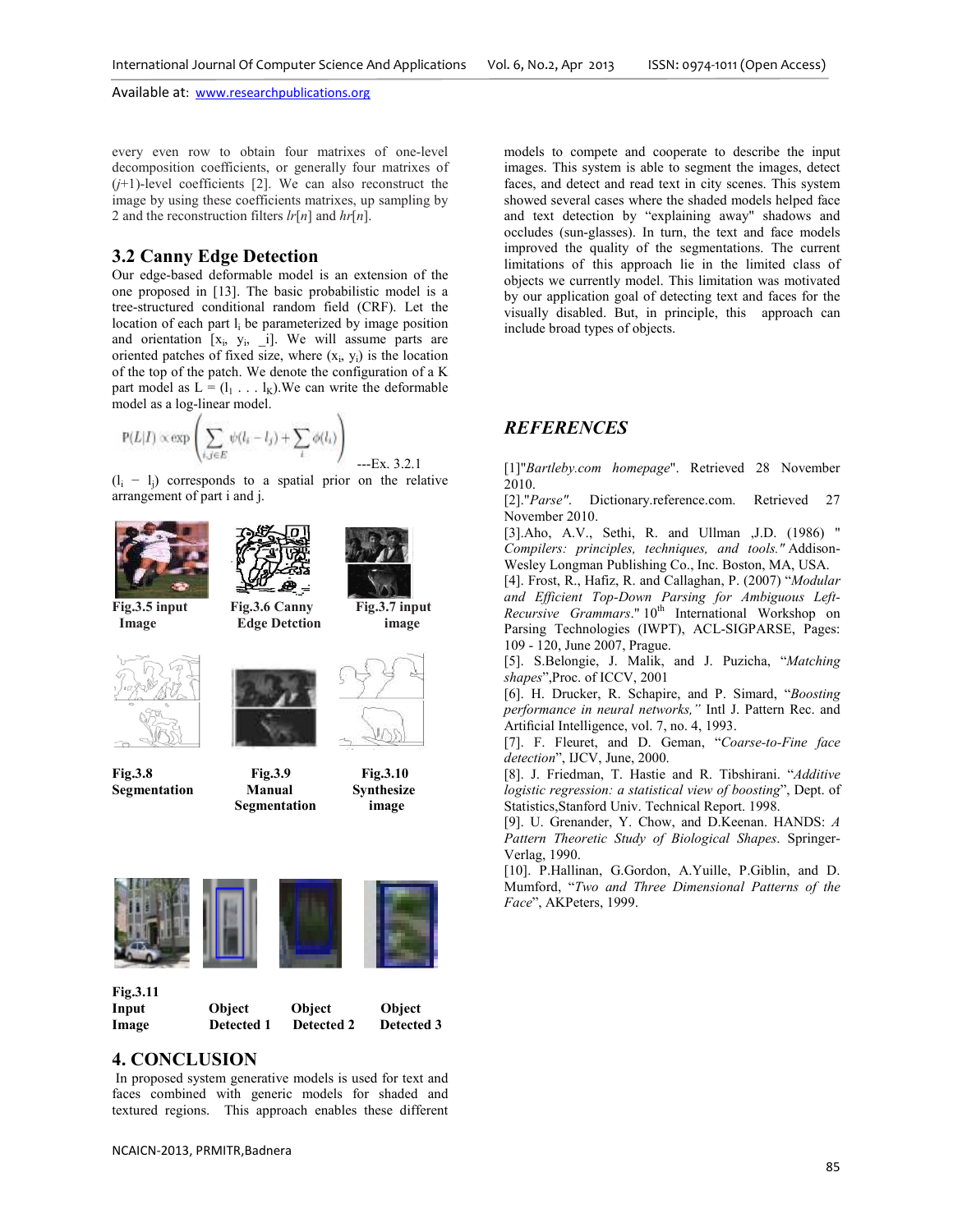every even row to obtain four matrixes of one-level decomposition coefficients, or generally four matrixes of ($j$+1)-level coefficients [2]. We can also reconstruct the image by using these coefficients matrixes, up sampling by 2 and the reconstruction filters $lr[n]$ and $hr[n]$.

## 3.2 Canny Edge Detection

Our edge-based deformable model is an extension of the one proposed in [13]. The basic probabilistic model is a tree-structured conditional random field (CRF). Let the location of each part $l_i$ be parameterized by image position and orientation $[x_i, y_i, \_i]$. We will assume parts are oriented patches of fixed size, where $(x_i, y_i)$ is the location of the top of the patch. We denote the configuration of a K part model as $L = (l_1 \dots l_K)$.We can write the deformable model as a log-linear model.

$$P(L|I) \propto \exp\left(\sum_{i,j \in E} \psi(l_i - l_j) + \sum_i \phi(l_i)\right)$$ ---Ex. 3.2.1

$(l_i - l_j)$ corresponds to a spatial prior on the relative arrangement of part i and j.

**Fig.3.5 input Image**

**Fig.3.6 Canny Edge Detction**

**Fig.3.7 input image**

**Fig.3.8 Segmentation**

**Fig.3.9 Manual Segmentation**

**Fig.3.10 Synthesize image**

**Fig.3.11 Input Image** **Object Detected 1** **Object Detected 2** **Object Detected 3**

# 4. CONCLUSION

In proposed system generative models is used for text and faces combined with generic models for shaded and textured regions. This approach enables these different models to compete and cooperate to describe the input images. This system is able to segment the images, detect faces, and detect and read text in city scenes. This system showed several cases where the shaded models helped face and text detection by "explaining away" shadows and occludes (sun-glasses). In turn, the text and face models improved the quality of the segmentations. The current limitations of this approach lie in the limited class of objects we currently model. This limitation was motivated by our application goal of detecting text and faces for the visually disabled. But, in principle, this approach can include broad types of objects.

# *REFERENCES*

[1]"*Bartleby.com homepage*". Retrieved 28 November 2010.

[2]."*Parse"*. Dictionary.reference.com. Retrieved 27 November 2010.

[3].Aho, A.V., Sethi, R. and Ullman ,J.D. (1986) " *Compilers: principles, techniques, and tools."* Addison-Wesley Longman Publishing Co., Inc. Boston, MA, USA.

[4]. Frost, R., Hafiz, R. and Callaghan, P. (2007) "*Modular and Efficient Top-Down Parsing for Ambiguous Left-Recursive Grammars*." 10th International Workshop on Parsing Technologies (IWPT), ACL-SIGPARSE, Pages: 109 - 120, June 2007, Prague.

[5]. S.Belongie, J. Malik, and J. Puzicha, "*Matching shapes*",Proc. of ICCV, 2001

[6]. H. Drucker, R. Schapire, and P. Simard, "*Boosting performance in neural networks,"* Intl J. Pattern Rec. and Artificial Intelligence, vol. 7, no. 4, 1993.

[7]. F. Fleuret, and D. Geman, "*Coarse-to-Fine face detection*", IJCV, June, 2000.

[8]. J. Friedman, T. Hastie and R. Tibshirani. "*Additive logistic regression: a statistical view of boosting*", Dept. of Statistics,Stanford Univ. Technical Report. 1998.

[9]. U. Grenander, Y. Chow, and D.Keenan. HANDS: *A Pattern Theoretic Study of Biological Shapes*. Springer-Verlag, 1990.

[10]. P.Hallinan, G.Gordon, A.Yuille, P.Giblin, and D. Mumford, "*Two and Three Dimensional Patterns of the Face*", AKPeters, 1999.